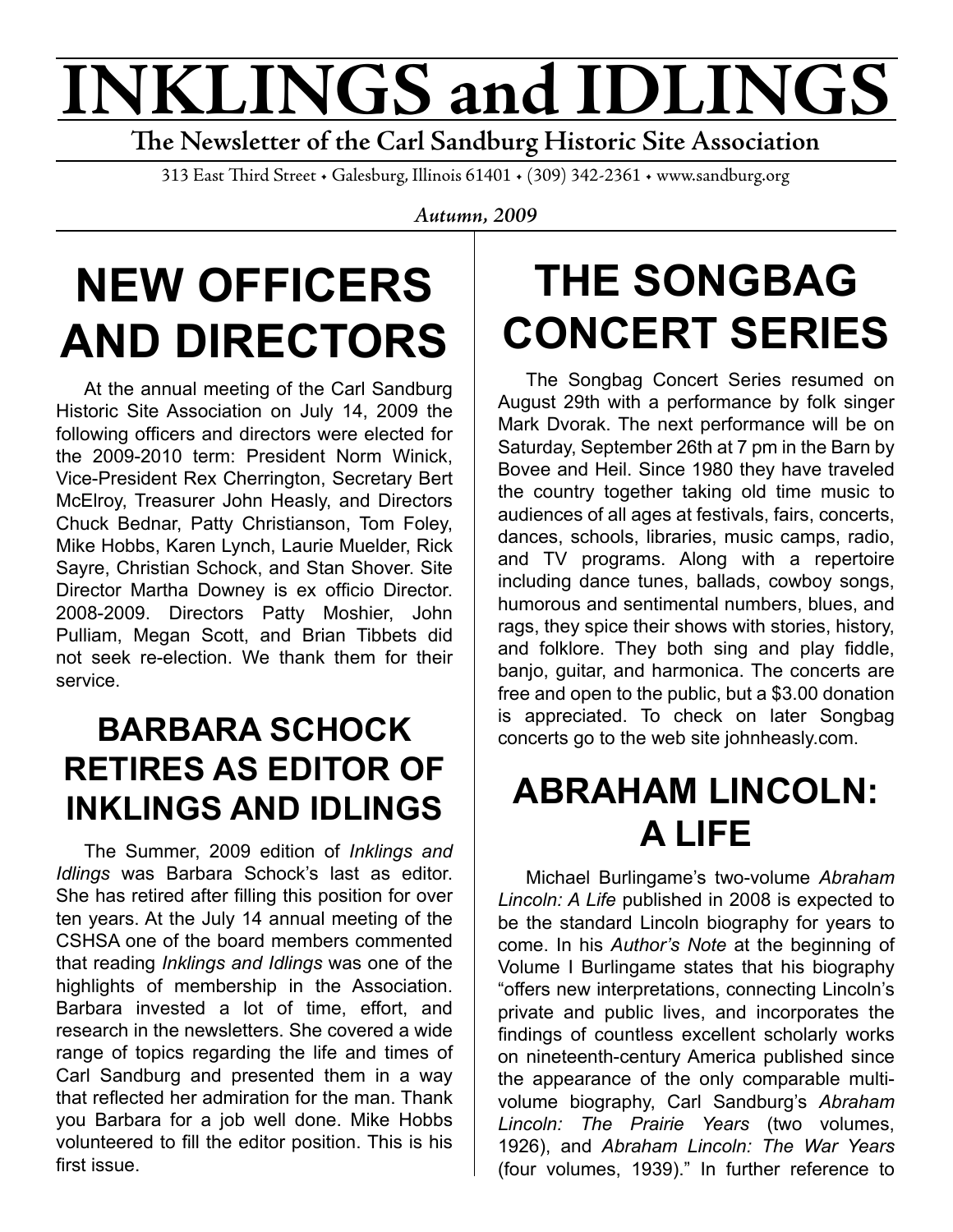# INKLINGS and IDLINGS

**The Newsletter of the Carl Sandburg Historic Site Association**

313 East Third Street • Galesburg, Illinois 61401 • (309) 342-2361 • www.sandburg.org

*Autumn, 2009*

## NEW OFFICERS AND DIRECTORS

At the annual meeting of the Carl Sandburg Historic Site Association on July 14, 2009 the following officers and directors were elected for the 2009-2010 term: President Norm Winick, Vice-President Rex Cherrington, Secretary Bert McElroy, Treasurer John Heasly, and Directors Chuck Bednar, Patty Christianson, Tom Foley, Mike Hobbs, Karen Lynch, Laurie Muelder, Rick Sayre, Christian Schock, and Stan Shover. Site Director Martha Downey is ex officio Director. 2008-2009. Directors Patty Moshier, John Pulliam, Megan Scott, and Brian Tibbets did not seek re-election. We thank them for their service.

### BARBARA SCHOCK RETIRES AS EDITOR OF INKLINGS AND IDLINGS

The Summer, 2009 edition of *Inklings and Idlings* was Barbara Schock's last as editor. She has retired after filling this position for over ten years. At the July 14 annual meeting of the CSHSA one of the board members commented that reading *Inklings and Idlings* was one of the highlights of membership in the Association. Barbara invested a lot of time, effort, and research in the newsletters. She covered a wide range of topics regarding the life and times of Carl Sandburg and presented them in a way that reflected her admiration for the man. Thank you Barbara for a job well done. Mike Hobbs volunteered to fill the editor position. This is his first issue.

## THE SONGBAG CONCERT SERIES

The Songbag Concert Series resumed on August 29th with a performance by folk singer Mark Dvorak. The next performance will be on Saturday, September 26th at 7 pm in the Barn by Bovee and Heil. Since 1980 they have traveled the country together taking old time music to audiences of all ages at festivals, fairs, concerts, dances, schools, libraries, music camps, radio, and TV programs. Along with a repertoire including dance tunes, ballads, cowboy songs, humorous and sentimental numbers, blues, and rags, they spice their shows with stories, history, and folklore. They both sing and play fiddle, banjo, guitar, and harmonica. The concerts are free and open to the public, but a $3.00 donation is appreciated. To check on later Songbag concerts go to the web site johnheasly.com.

## ABRAHAM LINCOLN: A LIFE

Michael Burlingame's two-volume *Abraham Lincoln: A Life* published in 2008 is expected to be the standard Lincoln biography for years to come. In his *Author's Note* at the beginning of Volume I Burlingame states that his biography "offers new interpretations, connecting Lincoln's private and public lives, and incorporates the findings of countless excellent scholarly works on nineteenth-century America published since the appearance of the only comparable multi-volume biography, Carl Sandburg's *Abraham Lincoln: The Prairie Years* (two volumes, 1926), and *Abraham Lincoln: The War Years* (four volumes, 1939)." In further reference to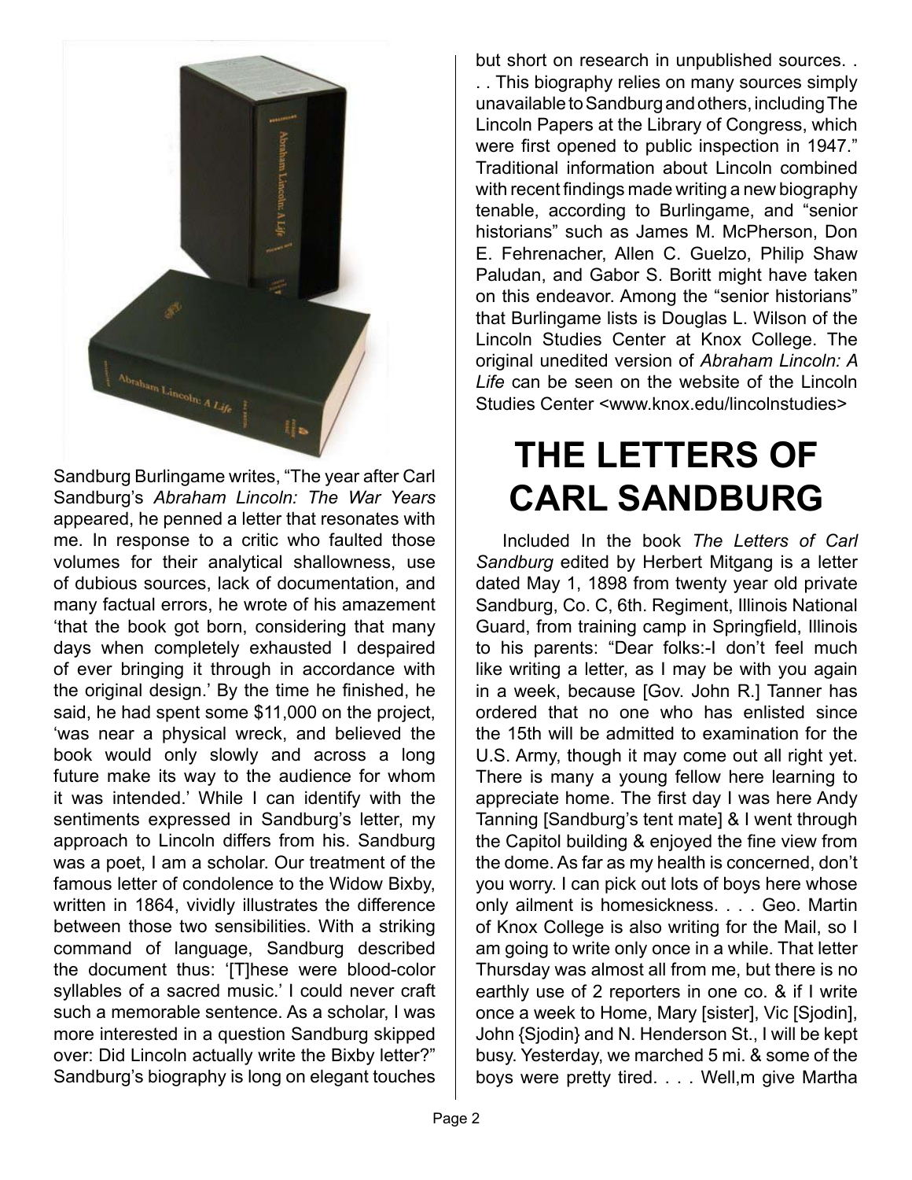Sandburg Burlingame writes, "The year after Carl Sandburg's *Abraham Lincoln: The War Years* appeared, he penned a letter that resonates with me. In response to a critic who faulted those volumes for their analytical shallowness, use of dubious sources, lack of documentation, and many factual errors, he wrote of his amazement 'that the book got born, considering that many days when completely exhausted I despaired of ever bringing it through in accordance with the original design.' By the time he finished, he said, he had spent some $11,000 on the project, 'was near a physical wreck, and believed the book would only slowly and across a long future make its way to the audience for whom it was intended.' While I can identify with the sentiments expressed in Sandburg's letter, my approach to Lincoln differs from his. Sandburg was a poet, I am a scholar. Our treatment of the famous letter of condolence to the Widow Bixby, written in 1864, vividly illustrates the difference between those two sensibilities. With a striking command of language, Sandburg described the document thus: '[T]hese were blood-color syllables of a sacred music.' I could never craft such a memorable sentence. As a scholar, I was more interested in a question Sandburg skipped over: Did Lincoln actually write the Bixby letter?" Sandburg's biography is long on elegant touches but short on research in unpublished sources. . . . This biography relies on many sources simply unavailable to Sandburg and others, including The Lincoln Papers at the Library of Congress, which were first opened to public inspection in 1947." Traditional information about Lincoln combined with recent findings made writing a new biography tenable, according to Burlingame, and "senior historians" such as James M. McPherson, Don E. Fehrenacher, Allen C. Guelzo, Philip Shaw Paludan, and Gabor S. Boritt might have taken on this endeavor. Among the "senior historians" that Burlingame lists is Douglas L. Wilson of the Lincoln Studies Center at Knox College. The original unedited version of *Abraham Lincoln: A Life* can be seen on the website of the Lincoln Studies Center <www.knox.edu/lincolnstudies>

# THE LETTERS OF CARL SANDBURG

Included In the book *The Letters of Carl Sandburg* edited by Herbert Mitgang is a letter dated May 1, 1898 from twenty year old private Sandburg, Co. C, 6th. Regiment, Illinois National Guard, from training camp in Springfield, Illinois to his parents: "Dear folks:-I don't feel much like writing a letter, as I may be with you again in a week, because [Gov. John R.] Tanner has ordered that no one who has enlisted since the 15th will be admitted to examination for the U.S. Army, though it may come out all right yet. There is many a young fellow here learning to appreciate home. The first day I was here Andy Tanning [Sandburg's tent mate] & I went through the Capitol building & enjoyed the fine view from the dome. As far as my health is concerned, don't you worry. I can pick out lots of boys here whose only ailment is homesickness. . . . Geo. Martin of Knox College is also writing for the Mail, so I am going to write only once in a while. That letter Thursday was almost all from me, but there is no earthly use of 2 reporters in one co. & if I write once a week to Home, Mary [sister], Vic [Sjodin], John {Sjodin} and N. Henderson St., I will be kept busy. Yesterday, we marched 5 mi. & some of the boys were pretty tired. . . . Well,m give Martha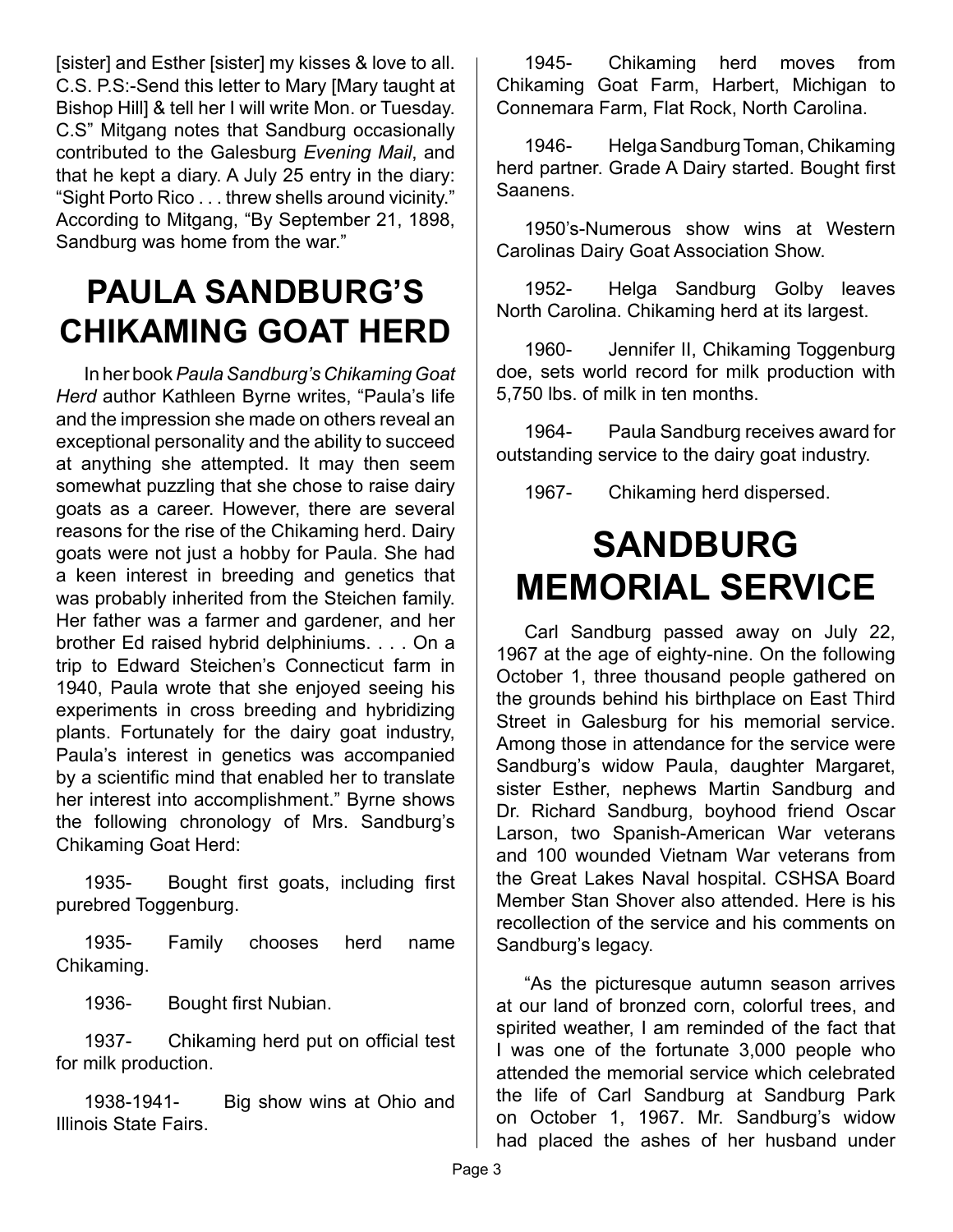[sister] and Esther [sister] my kisses & love to all. C.S. P.S:-Send this letter to Mary [Mary taught at Bishop Hill] & tell her I will write Mon. or Tuesday. C.S" Mitgang notes that Sandburg occasionally contributed to the Galesburg *Evening Mail*, and that he kept a diary. A July 25 entry in the diary: "Sight Porto Rico . . . threw shells around vicinity." According to Mitgang, "By September 21, 1898, Sandburg was home from the war."

# PAULA SANDBURG'S CHIKAMING GOAT HERD

In her book *Paula Sandburg's Chikaming Goat Herd* author Kathleen Byrne writes, "Paula's life and the impression she made on others reveal an exceptional personality and the ability to succeed at anything she attempted. It may then seem somewhat puzzling that she chose to raise dairy goats as a career. However, there are several reasons for the rise of the Chikaming herd. Dairy goats were not just a hobby for Paula. She had a keen interest in breeding and genetics that was probably inherited from the Steichen family. Her father was a farmer and gardener, and her brother Ed raised hybrid delphiniums. . . . On a trip to Edward Steichen's Connecticut farm in 1940, Paula wrote that she enjoyed seeing his experiments in cross breeding and hybridizing plants. Fortunately for the dairy goat industry, Paula's interest in genetics was accompanied by a scientific mind that enabled her to translate her interest into accomplishment." Byrne shows the following chronology of Mrs. Sandburg's Chikaming Goat Herd:

1935- Bought first goats, including first purebred Toggenburg.

1935- Family chooses herd name Chikaming.

1936- Bought first Nubian.

1937- Chikaming herd put on official test for milk production.

1938-1941- Big show wins at Ohio and Illinois State Fairs.

1945- Chikaming herd moves from Chikaming Goat Farm, Harbert, Michigan to Connemara Farm, Flat Rock, North Carolina.

1946- Helga Sandburg Toman, Chikaming herd partner. Grade A Dairy started. Bought first Saanens.

1950's-Numerous show wins at Western Carolinas Dairy Goat Association Show.

1952- Helga Sandburg Golby leaves North Carolina. Chikaming herd at its largest.

1960- Jennifer II, Chikaming Toggenburg doe, sets world record for milk production with 5,750 lbs. of milk in ten months.

1964- Paula Sandburg receives award for outstanding service to the dairy goat industry.

1967- Chikaming herd dispersed.

# SANDBURG MEMORIAL SERVICE

Carl Sandburg passed away on July 22, 1967 at the age of eighty-nine. On the following October 1, three thousand people gathered on the grounds behind his birthplace on East Third Street in Galesburg for his memorial service. Among those in attendance for the service were Sandburg's widow Paula, daughter Margaret, sister Esther, nephews Martin Sandburg and Dr. Richard Sandburg, boyhood friend Oscar Larson, two Spanish-American War veterans and 100 wounded Vietnam War veterans from the Great Lakes Naval hospital. CSHSA Board Member Stan Shover also attended. Here is his recollection of the service and his comments on Sandburg's legacy.

"As the picturesque autumn season arrives at our land of bronzed corn, colorful trees, and spirited weather, I am reminded of the fact that I was one of the fortunate 3,000 people who attended the memorial service which celebrated the life of Carl Sandburg at Sandburg Park on October 1, 1967. Mr. Sandburg's widow had placed the ashes of her husband under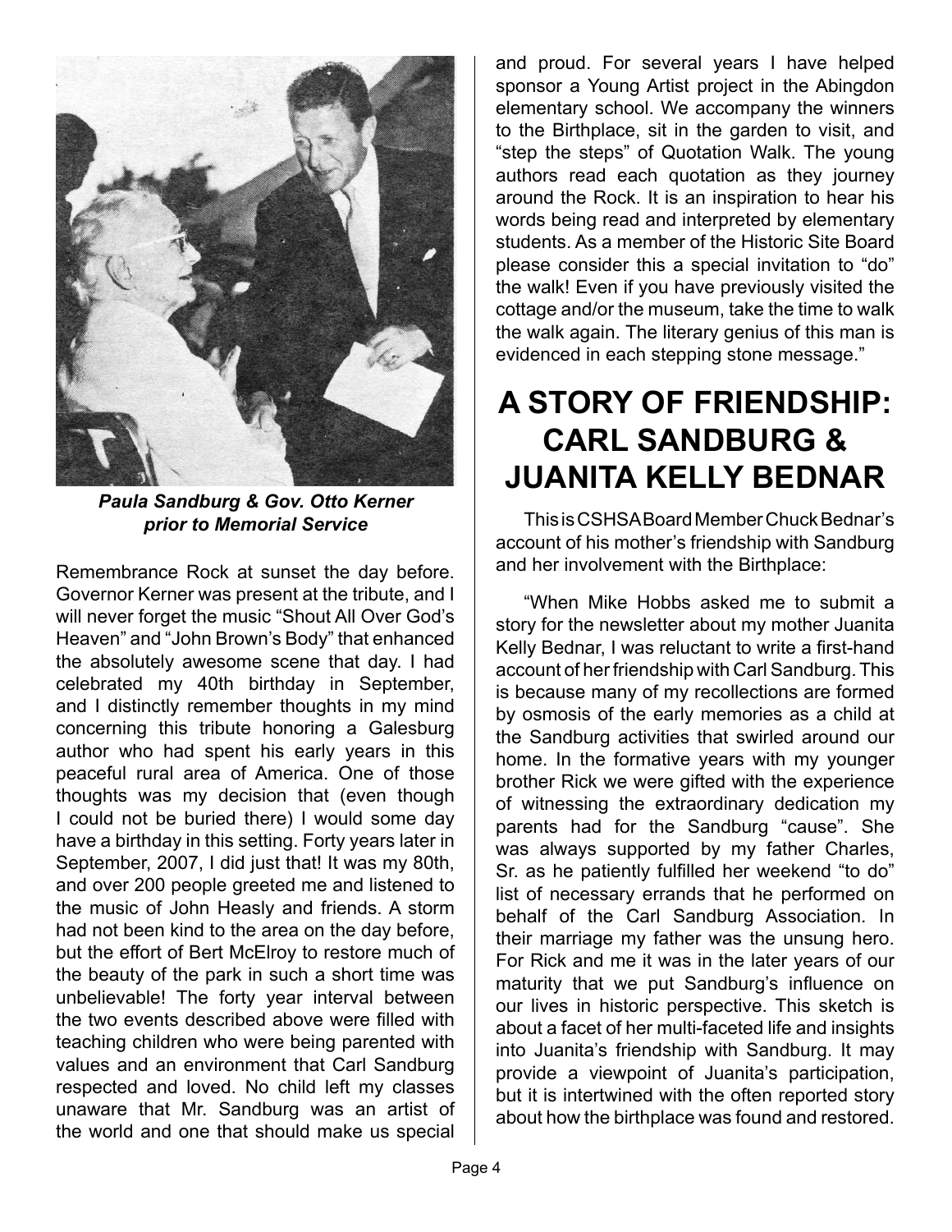*Paula Sandburg & Gov. Otto Kerner prior to Memorial Service*

Remembrance Rock at sunset the day before. Governor Kerner was present at the tribute, and I will never forget the music "Shout All Over God's Heaven" and "John Brown's Body" that enhanced the absolutely awesome scene that day. I had celebrated my 40th birthday in September, and I distinctly remember thoughts in my mind concerning this tribute honoring a Galesburg author who had spent his early years in this peaceful rural area of America. One of those thoughts was my decision that (even though I could not be buried there) I would some day have a birthday in this setting. Forty years later in September, 2007, I did just that! It was my 80th, and over 200 people greeted me and listened to the music of John Heasly and friends. A storm had not been kind to the area on the day before, but the effort of Bert McElroy to restore much of the beauty of the park in such a short time was unbelievable! The forty year interval between the two events described above were filled with teaching children who were being parented with values and an environment that Carl Sandburg respected and loved. No child left my classes unaware that Mr. Sandburg was an artist of the world and one that should make us special and proud. For several years I have helped sponsor a Young Artist project in the Abingdon elementary school. We accompany the winners to the Birthplace, sit in the garden to visit, and "step the steps" of Quotation Walk. The young authors read each quotation as they journey around the Rock. It is an inspiration to hear his words being read and interpreted by elementary students. As a member of the Historic Site Board please consider this a special invitation to "do" the walk! Even if you have previously visited the cottage and/or the museum, take the time to walk the walk again. The literary genius of this man is evidenced in each stepping stone message."

## A STORY OF FRIENDSHIP: CARL SANDBURG & JUANITA KELLY BEDNAR

This is CSHSA Board Member Chuck Bednar's account of his mother's friendship with Sandburg and her involvement with the Birthplace:

"When Mike Hobbs asked me to submit a story for the newsletter about my mother Juanita Kelly Bednar, I was reluctant to write a first-hand account of her friendship with Carl Sandburg. This is because many of my recollections are formed by osmosis of the early memories as a child at the Sandburg activities that swirled around our home. In the formative years with my younger brother Rick we were gifted with the experience of witnessing the extraordinary dedication my parents had for the Sandburg "cause". She was always supported by my father Charles, Sr. as he patiently fulfilled her weekend "to do" list of necessary errands that he performed on behalf of the Carl Sandburg Association. In their marriage my father was the unsung hero. For Rick and me it was in the later years of our maturity that we put Sandburg's influence on our lives in historic perspective. This sketch is about a facet of her multi-faceted life and insights into Juanita's friendship with Sandburg. It may provide a viewpoint of Juanita's participation, but it is intertwined with the often reported story about how the birthplace was found and restored.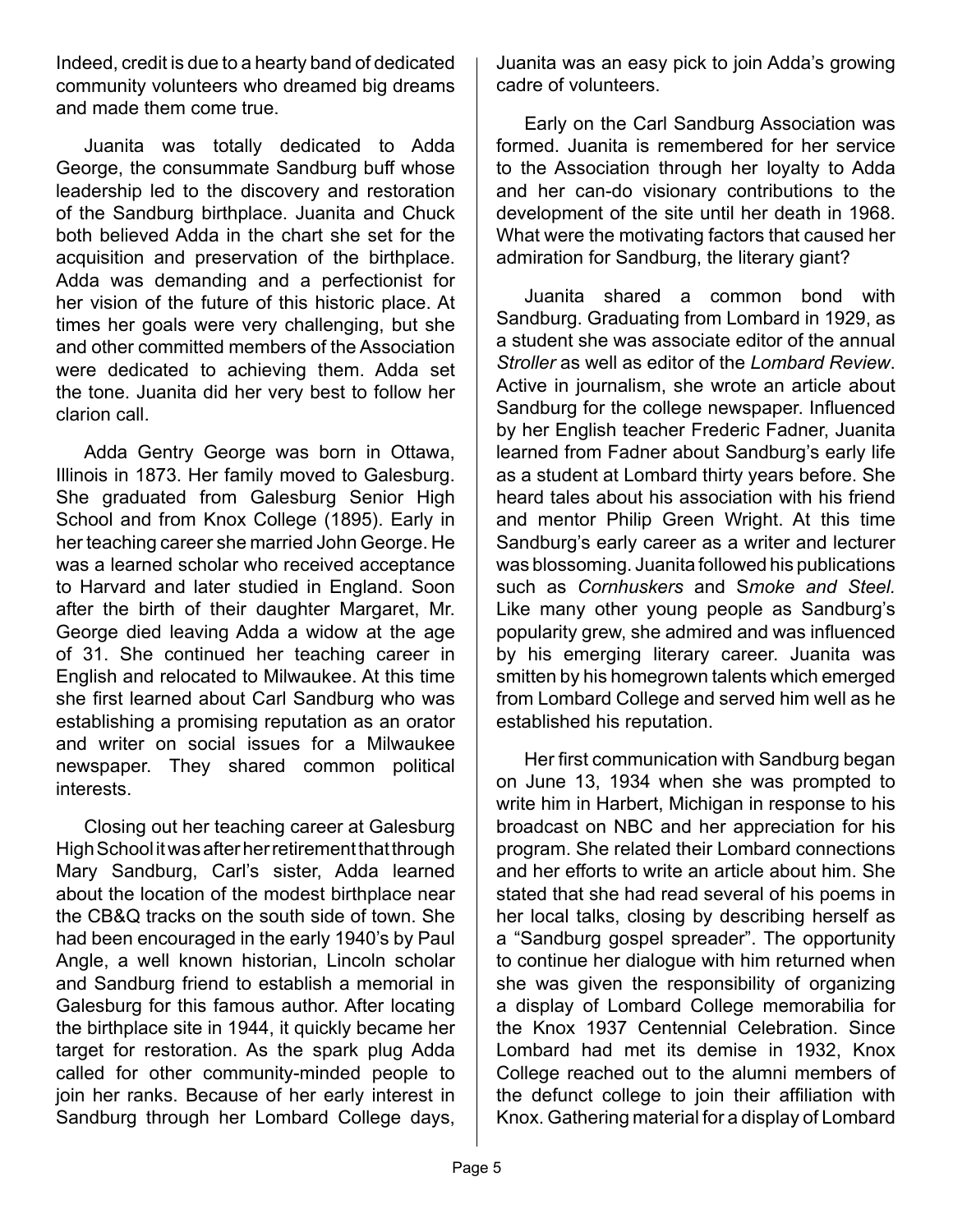Indeed, credit is due to a hearty band of dedicated community volunteers who dreamed big dreams and made them come true.

Juanita was totally dedicated to Adda George, the consummate Sandburg buff whose leadership led to the discovery and restoration of the Sandburg birthplace. Juanita and Chuck both believed Adda in the chart she set for the acquisition and preservation of the birthplace. Adda was demanding and a perfectionist for her vision of the future of this historic place. At times her goals were very challenging, but she and other committed members of the Association were dedicated to achieving them. Adda set the tone. Juanita did her very best to follow her clarion call.

Adda Gentry George was born in Ottawa, Illinois in 1873. Her family moved to Galesburg. She graduated from Galesburg Senior High School and from Knox College (1895). Early in her teaching career she married John George. He was a learned scholar who received acceptance to Harvard and later studied in England. Soon after the birth of their daughter Margaret, Mr. George died leaving Adda a widow at the age of 31. She continued her teaching career in English and relocated to Milwaukee. At this time she first learned about Carl Sandburg who was establishing a promising reputation as an orator and writer on social issues for a Milwaukee newspaper. They shared common political interests.

Closing out her teaching career at Galesburg High School it was after her retirement that through Mary Sandburg, Carl's sister, Adda learned about the location of the modest birthplace near the CB&Q tracks on the south side of town. She had been encouraged in the early 1940's by Paul Angle, a well known historian, Lincoln scholar and Sandburg friend to establish a memorial in Galesburg for this famous author. After locating the birthplace site in 1944, it quickly became her target for restoration. As the spark plug Adda called for other community-minded people to join her ranks. Because of her early interest in Sandburg through her Lombard College days, Juanita was an easy pick to join Adda's growing cadre of volunteers.

Early on the Carl Sandburg Association was formed. Juanita is remembered for her service to the Association through her loyalty to Adda and her can-do visionary contributions to the development of the site until her death in 1968. What were the motivating factors that caused her admiration for Sandburg, the literary giant?

Juanita shared a common bond with Sandburg. Graduating from Lombard in 1929, as a student she was associate editor of the annual *Stroller* as well as editor of the *Lombard Review*. Active in journalism, she wrote an article about Sandburg for the college newspaper. Influenced by her English teacher Frederic Fadner, Juanita learned from Fadner about Sandburg's early life as a student at Lombard thirty years before. She heard tales about his association with his friend and mentor Philip Green Wright. At this time Sandburg's early career as a writer and lecturer was blossoming. Juanita followed his publications such as *Cornhuskers* and *Smoke and Steel.* Like many other young people as Sandburg's popularity grew, she admired and was influenced by his emerging literary career. Juanita was smitten by his homegrown talents which emerged from Lombard College and served him well as he established his reputation.

Her first communication with Sandburg began on June 13, 1934 when she was prompted to write him in Harbert, Michigan in response to his broadcast on NBC and her appreciation for his program. She related their Lombard connections and her efforts to write an article about him. She stated that she had read several of his poems in her local talks, closing by describing herself as a "Sandburg gospel spreader". The opportunity to continue her dialogue with him returned when she was given the responsibility of organizing a display of Lombard College memorabilia for the Knox 1937 Centennial Celebration. Since Lombard had met its demise in 1932, Knox College reached out to the alumni members of the defunct college to join their affiliation with Knox. Gathering material for a display of Lombard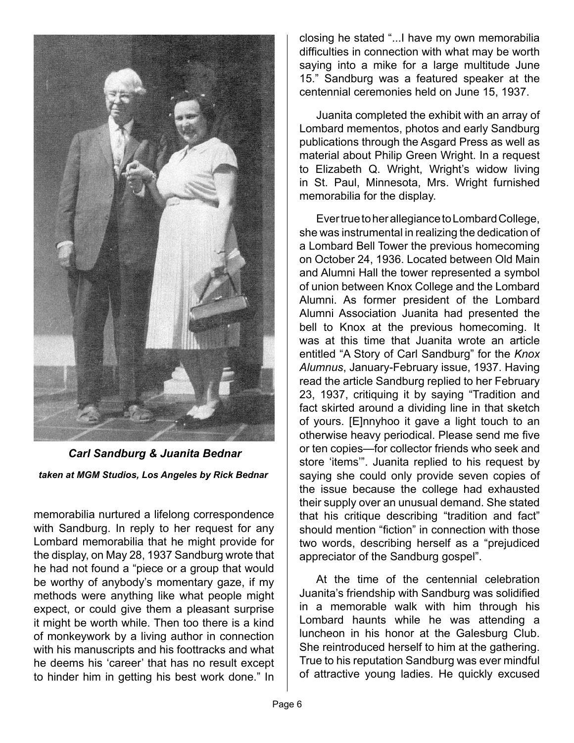***Carl Sandburg & Juanita Bednar***

***taken at MGM Studios, Los Angeles by Rick Bednar***

memorabilia nurtured a lifelong correspondence with Sandburg. In reply to her request for any Lombard memorabilia that he might provide for the display, on May 28, 1937 Sandburg wrote that he had not found a "piece or a group that would be worthy of anybody's momentary gaze, if my methods were anything like what people might expect, or could give them a pleasant surprise it might be worth while. Then too there is a kind of monkeywork by a living author in connection with his manuscripts and his foottracks and what he deems his 'career' that has no result except to hinder him in getting his best work done." In closing he stated "...I have my own memorabilia difficulties in connection with what may be worth saying into a mike for a large multitude June 15." Sandburg was a featured speaker at the centennial ceremonies held on June 15, 1937.

Juanita completed the exhibit with an array of Lombard mementos, photos and early Sandburg publications through the Asgard Press as well as material about Philip Green Wright. In a request to Elizabeth Q. Wright, Wright's widow living in St. Paul, Minnesota, Mrs. Wright furnished memorabilia for the display.

Ever true to her allegiance to Lombard College, she was instrumental in realizing the dedication of a Lombard Bell Tower the previous homecoming on October 24, 1936. Located between Old Main and Alumni Hall the tower represented a symbol of union between Knox College and the Lombard Alumni. As former president of the Lombard Alumni Association Juanita had presented the bell to Knox at the previous homecoming. It was at this time that Juanita wrote an article entitled "A Story of Carl Sandburg" for the *Knox Alumnus*, January-February issue, 1937. Having read the article Sandburg replied to her February 23, 1937, critiquing it by saying "Tradition and fact skirted around a dividing line in that sketch of yours. [E]nnyhoo it gave a light touch to an otherwise heavy periodical. Please send me five or ten copies—for collector friends who seek and store 'items'". Juanita replied to his request by saying she could only provide seven copies of the issue because the college had exhausted their supply over an unusual demand. She stated that his critique describing "tradition and fact" should mention "fiction" in connection with those two words, describing herself as a "prejudiced appreciator of the Sandburg gospel".

At the time of the centennial celebration Juanita's friendship with Sandburg was solidified in a memorable walk with him through his Lombard haunts while he was attending a luncheon in his honor at the Galesburg Club. She reintroduced herself to him at the gathering. True to his reputation Sandburg was ever mindful of attractive young ladies. He quickly excused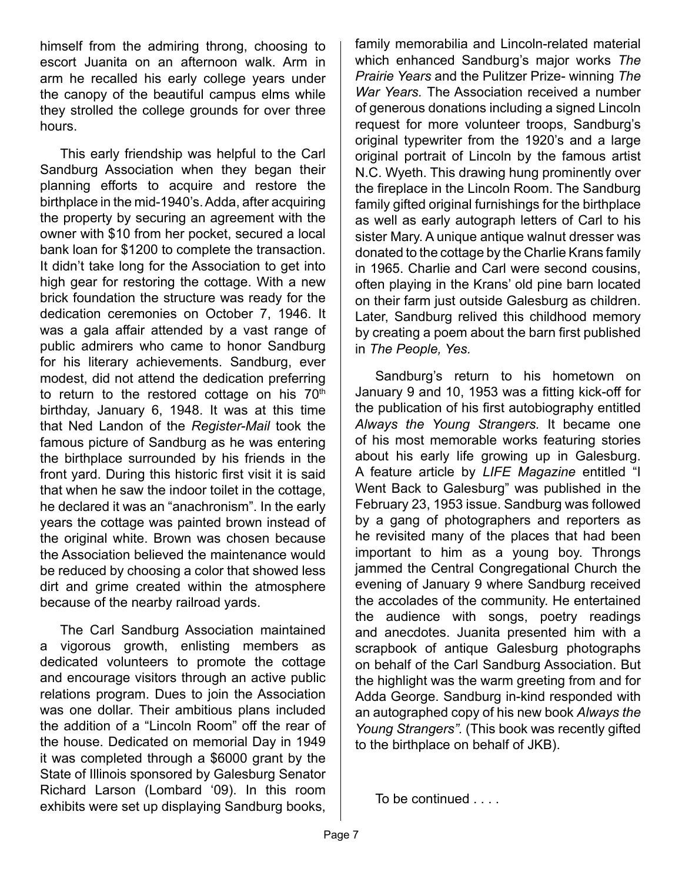himself from the admiring throng, choosing to escort Juanita on an afternoon walk. Arm in arm he recalled his early college years under the canopy of the beautiful campus elms while they strolled the college grounds for over three hours.

This early friendship was helpful to the Carl Sandburg Association when they began their planning efforts to acquire and restore the birthplace in the mid-1940's. Adda, after acquiring the property by securing an agreement with the owner with $10 from her pocket, secured a local bank loan for $1200 to complete the transaction. It didn't take long for the Association to get into high gear for restoring the cottage. With a new brick foundation the structure was ready for the dedication ceremonies on October 7, 1946. It was a gala affair attended by a vast range of public admirers who came to honor Sandburg for his literary achievements. Sandburg, ever modest, did not attend the dedication preferring to return to the restored cottage on his 70th birthday, January 6, 1948. It was at this time that Ned Landon of the *Register-Mail* took the famous picture of Sandburg as he was entering the birthplace surrounded by his friends in the front yard. During this historic first visit it is said that when he saw the indoor toilet in the cottage, he declared it was an "anachronism". In the early years the cottage was painted brown instead of the original white. Brown was chosen because the Association believed the maintenance would be reduced by choosing a color that showed less dirt and grime created within the atmosphere because of the nearby railroad yards.

The Carl Sandburg Association maintained a vigorous growth, enlisting members as dedicated volunteers to promote the cottage and encourage visitors through an active public relations program. Dues to join the Association was one dollar. Their ambitious plans included the addition of a "Lincoln Room" off the rear of the house. Dedicated on memorial Day in 1949 it was completed through a $6000 grant by the State of Illinois sponsored by Galesburg Senator Richard Larson (Lombard '09). In this room exhibits were set up displaying Sandburg books, family memorabilia and Lincoln-related material which enhanced Sandburg's major works *The Prairie Years* and the Pulitzer Prize- winning *The War Years.* The Association received a number of generous donations including a signed Lincoln request for more volunteer troops, Sandburg's original typewriter from the 1920's and a large original portrait of Lincoln by the famous artist N.C. Wyeth. This drawing hung prominently over the fireplace in the Lincoln Room. The Sandburg family gifted original furnishings for the birthplace as well as early autograph letters of Carl to his sister Mary. A unique antique walnut dresser was donated to the cottage by the Charlie Krans family in 1965. Charlie and Carl were second cousins, often playing in the Krans' old pine barn located on their farm just outside Galesburg as children. Later, Sandburg relived this childhood memory by creating a poem about the barn first published in *The People, Yes.*

Sandburg's return to his hometown on January 9 and 10, 1953 was a fitting kick-off for the publication of his first autobiography entitled *Always the Young Strangers.* It became one of his most memorable works featuring stories about his early life growing up in Galesburg. A feature article by *LIFE Magazine* entitled "I Went Back to Galesburg" was published in the February 23, 1953 issue. Sandburg was followed by a gang of photographers and reporters as he revisited many of the places that had been important to him as a young boy. Throngs jammed the Central Congregational Church the evening of January 9 where Sandburg received the accolades of the community. He entertained the audience with songs, poetry readings and anecdotes. Juanita presented him with a scrapbook of antique Galesburg photographs on behalf of the Carl Sandburg Association. But the highlight was the warm greeting from and for Adda George. Sandburg in-kind responded with an autographed copy of his new book *Always the Young Strangers".* (This book was recently gifted to the birthplace on behalf of JKB).

To be continued . . . .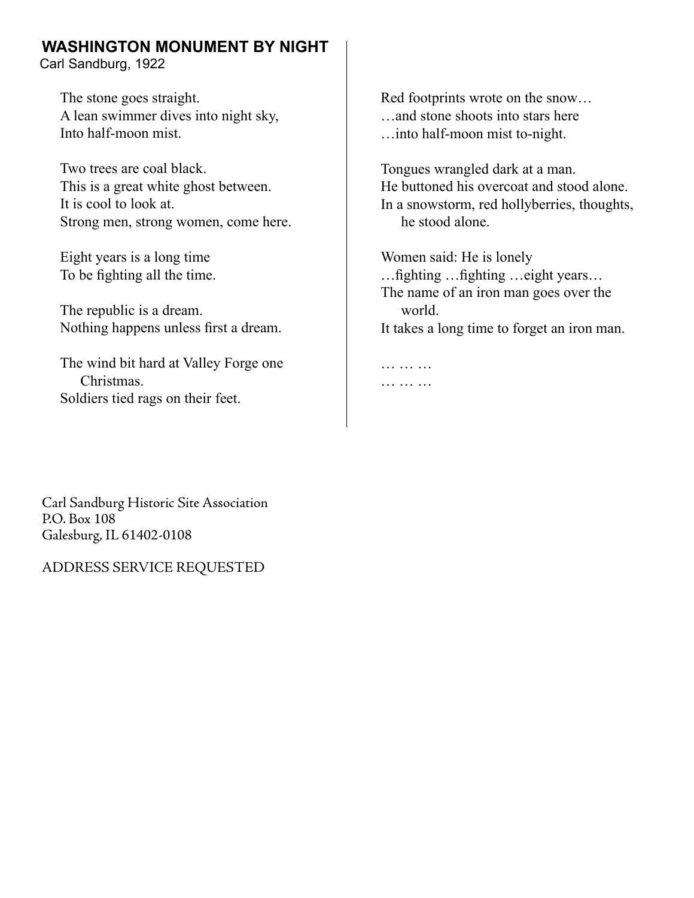## WASHINGTON MONUMENT BY NIGHT

Carl Sandburg, 1922

The stone goes straight.  
A lean swimmer dives into night sky,  
Into half-moon mist.

Two trees are coal black.  
This is a great white ghost between.  
It is cool to look at.  
Strong men, strong women, come here.

Eight years is a long time  
To be fighting all the time.

The republic is a dream.  
Nothing happens unless first a dream.

The wind bit hard at Valley Forge one  
Christmas.  
Soldiers tied rags on their feet.

Red footprints wrote on the snow…  
…and stone shoots into stars here  
…into half-moon mist to-night.

Tongues wrangled dark at a man.  
He buttoned his overcoat and stood alone.  
In a snowstorm, red hollyberries, thoughts,  
he stood alone.

Women said: He is lonely  
…fighting …fighting …eight years…  
The name of an iron man goes over the  
world.  
It takes a long time to forget an iron man.

… … …  
… … …

Carl Sandburg Historic Site Association  
P.O. Box 108  
Galesburg, IL 61402-0108

ADDRESS SERVICE REQUESTED